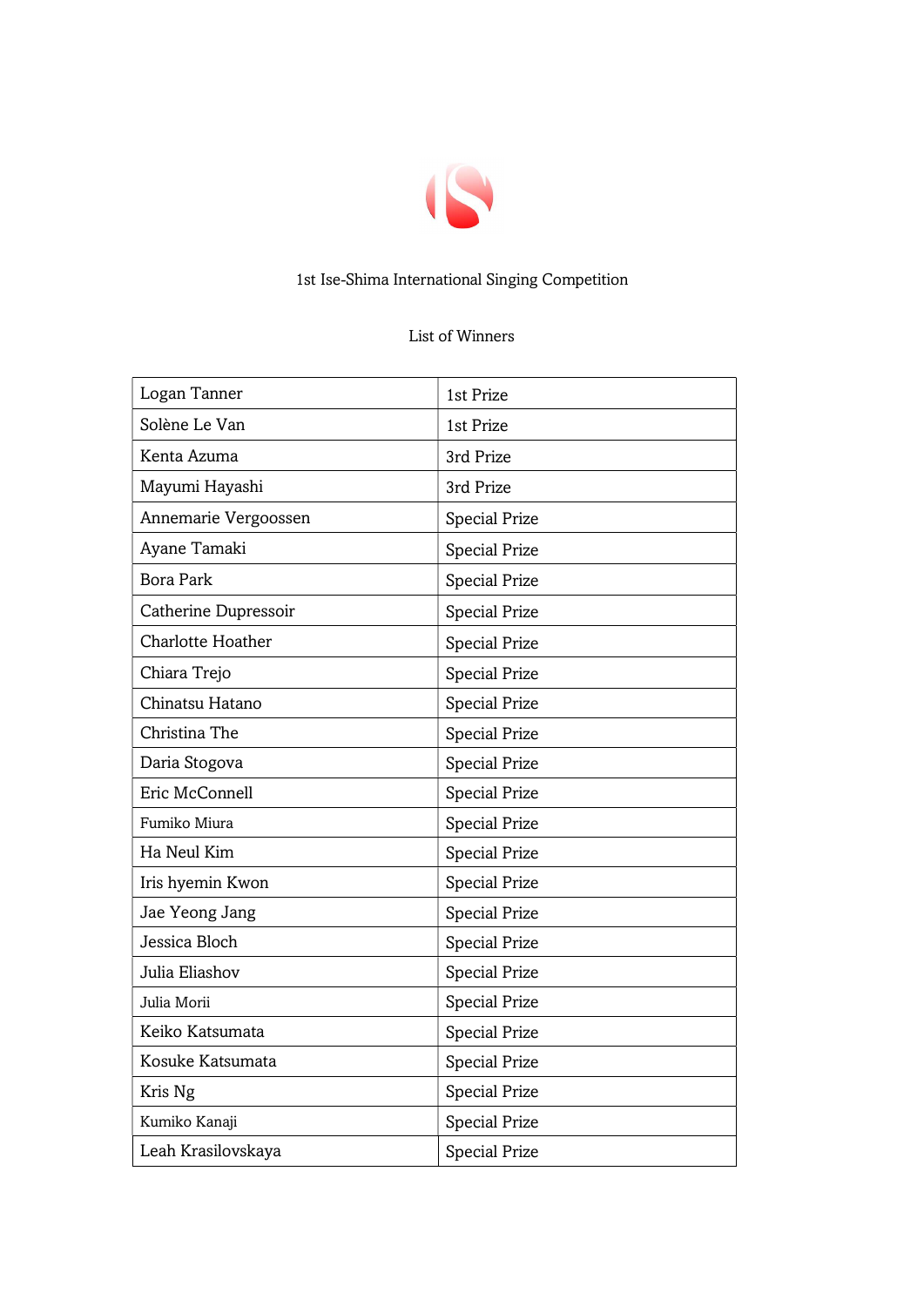1st Ise-Shima International Singing Competition

List of Winners

| | |
|---|---|
| Logan Tanner | 1st Prize |
| Solène Le Van | 1st Prize |
| Kenta Azuma | 3rd Prize |
| Mayumi Hayashi | 3rd Prize |
| Annemarie Vergoossen | Special Prize |
| Ayane Tamaki | Special Prize |
| Bora Park | Special Prize |
| Catherine Dupressoir | Special Prize |
| Charlotte Hoather | Special Prize |
| Chiara Trejo | Special Prize |
| Chinatsu Hatano | Special Prize |
| Christina The | Special Prize |
| Daria Stogova | Special Prize |
| Eric McConnell | Special Prize |
| Fumiko Miura | Special Prize |
| Ha Neul Kim | Special Prize |
| Iris hyemin Kwon | Special Prize |
| Jae Yeong Jang | Special Prize |
| Jessica Bloch | Special Prize |
| Julia Eliashov | Special Prize |
| Julia Morii | Special Prize |
| Keiko Katsumata | Special Prize |
| Kosuke Katsumata | Special Prize |
| Kris Ng | Special Prize |
| Kumiko Kanaji | Special Prize |
| Leah Krasilovskaya | Special Prize |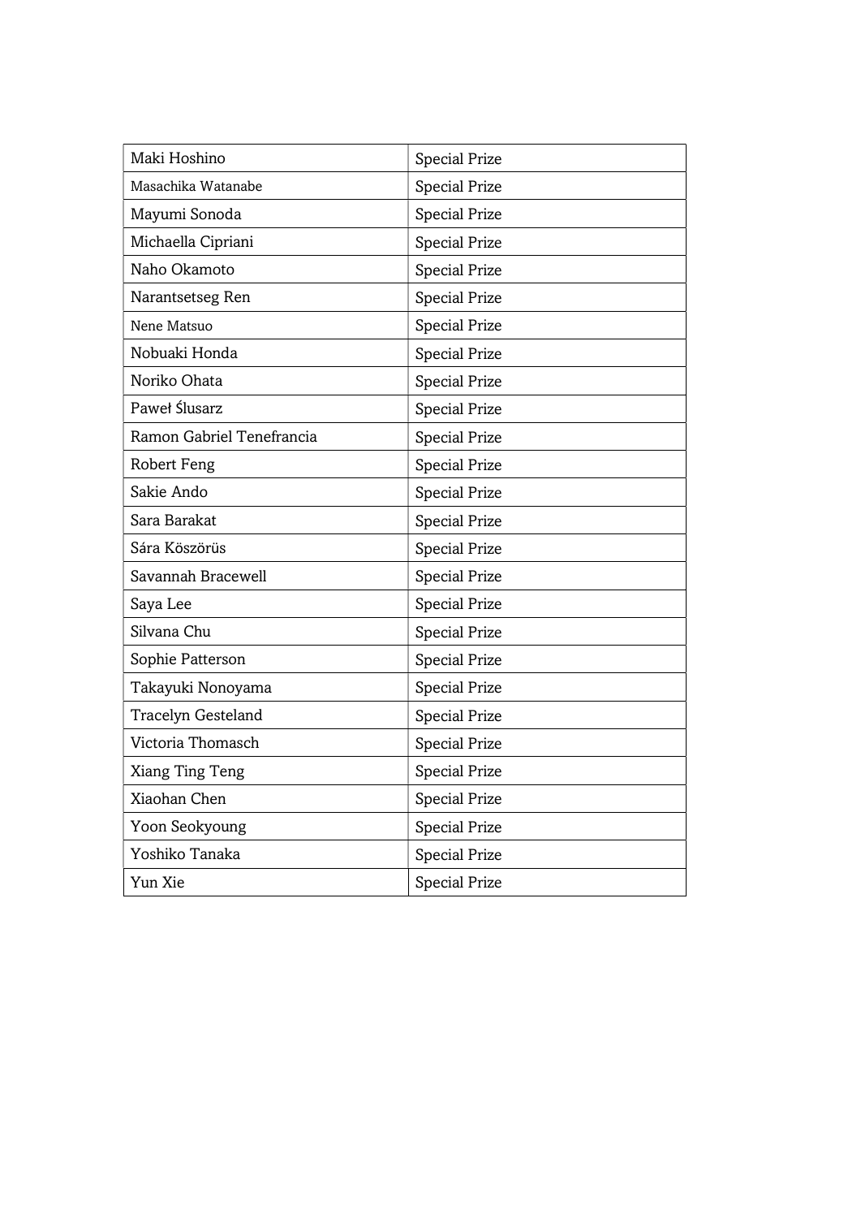| | |
|---|---|
| Maki Hoshino | Special Prize |
| Masachika Watanabe | Special Prize |
| Mayumi Sonoda | Special Prize |
| Michaella Cipriani | Special Prize |
| Naho Okamoto | Special Prize |
| Narantsetseg Ren | Special Prize |
| Nene Matsuo | Special Prize |
| Nobuaki Honda | Special Prize |
| Noriko Ohata | Special Prize |
| Paweł Ślusarz | Special Prize |
| Ramon Gabriel Tenefrancia | Special Prize |
| Robert Feng | Special Prize |
| Sakie Ando | Special Prize |
| Sara Barakat | Special Prize |
| Sára Köszörüs | Special Prize |
| Savannah Bracewell | Special Prize |
| Saya Lee | Special Prize |
| Silvana Chu | Special Prize |
| Sophie Patterson | Special Prize |
| Takayuki Nonoyama | Special Prize |
| Tracelyn Gesteland | Special Prize |
| Victoria Thomasch | Special Prize |
| Xiang Ting Teng | Special Prize |
| Xiaohan Chen | Special Prize |
| Yoon Seokyoung | Special Prize |
| Yoshiko Tanaka | Special Prize |
| Yun Xie | Special Prize |